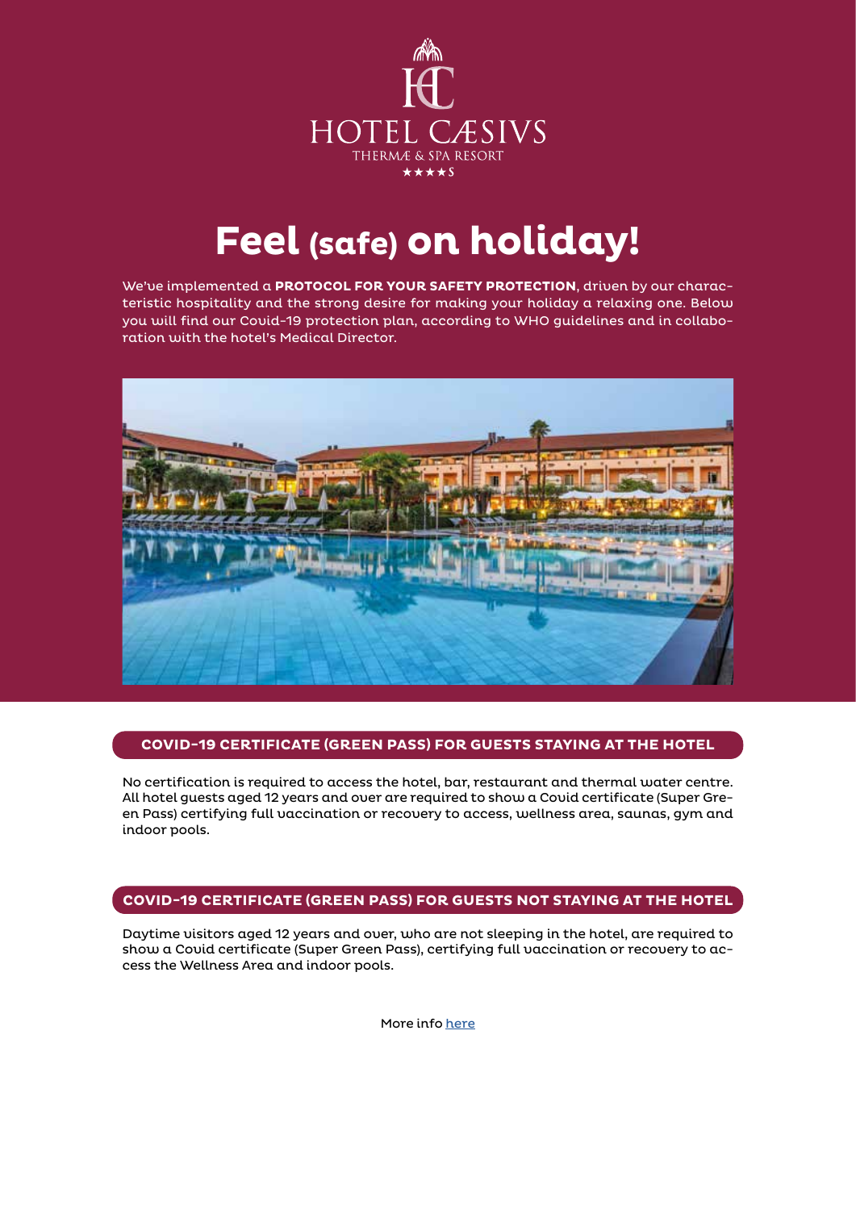HOTEL CÆSIVS

THERMÆ & SPA RESORT

★★★★S

# Feel (safe) on holiday!

We've implemented a **PROTOCOL FOR YOUR SAFETY PROTECTION**, driven by our characteristic hospitality and the strong desire for making your holiday a relaxing one. Below you will find our Covid-19 protection plan, according to WHO guidelines and in collaboration with the hotel's Medical Director.

## COVID-19 CERTIFICATE (GREEN PASS) FOR GUESTS STAYING AT THE HOTEL

No certification is required to access the hotel, bar, restaurant and thermal water centre. All hotel guests aged 12 years and over are required to show a Covid certificate (Super Green Pass) certifying full vaccination or recovery to access, wellness area, saunas, gym and indoor pools.

## COVID-19 CERTIFICATE (GREEN PASS) FOR GUESTS NOT STAYING AT THE HOTEL

Daytime visitors aged 12 years and over, who are not sleeping in the hotel, are required to show a Covid certificate (Super Green Pass), certifying full vaccination or recovery to access the Wellness Area and indoor pools.

More info here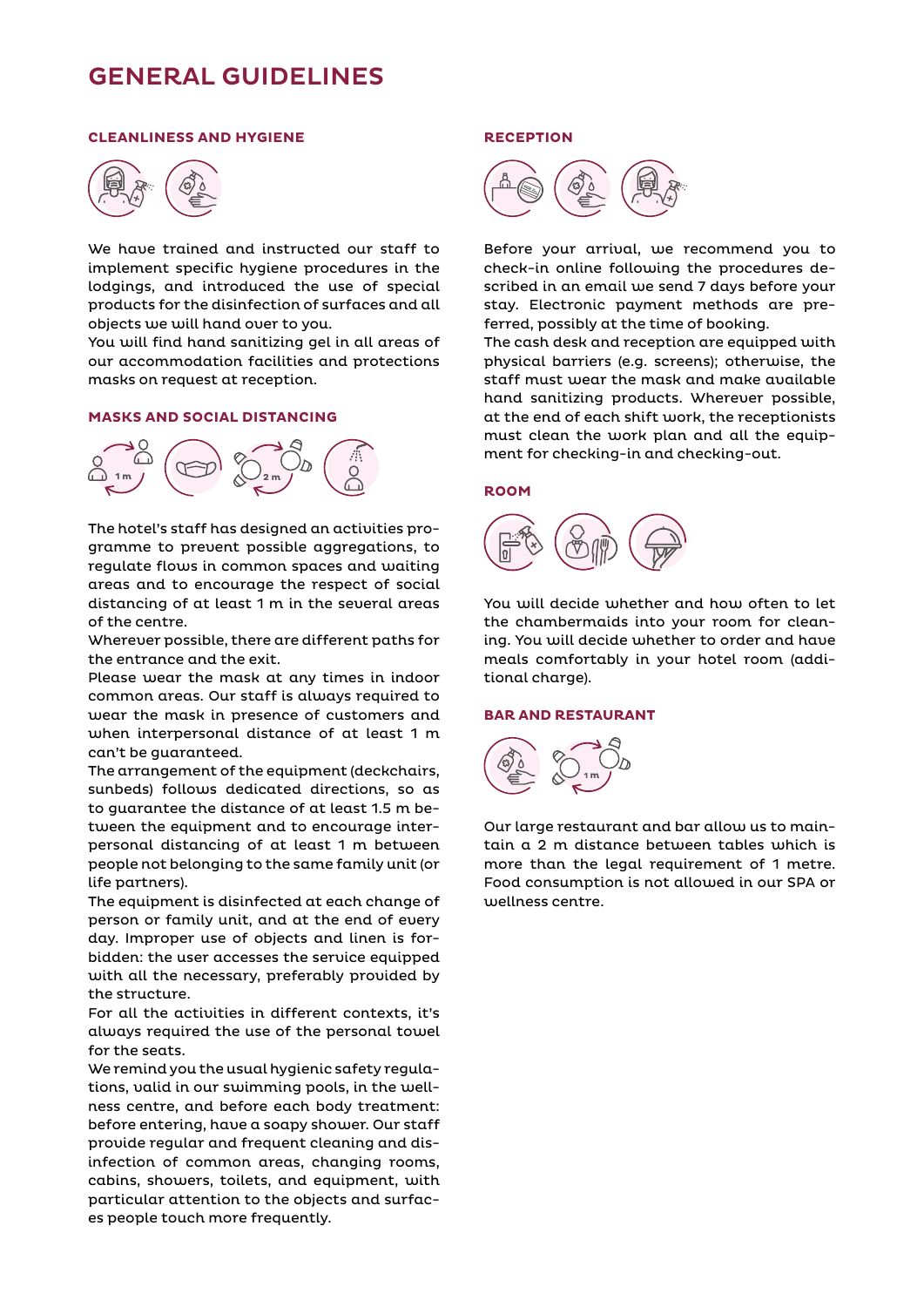# GENERAL GUIDELINES

## CLEANLINESS AND HYGIENE

We have trained and instructed our staff to implement specific hygiene procedures in the lodgings, and introduced the use of special products for the disinfection of surfaces and all objects we will hand over to you.
You will find hand sanitizing gel in all areas of our accommodation facilities and protections masks on request at reception.

## MASKS AND SOCIAL DISTANCING

The hotel's staff has designed an activities programme to prevent possible aggregations, to regulate flows in common spaces and waiting areas and to encourage the respect of social distancing of at least 1 m in the several areas of the centre.
Wherever possible, there are different paths for the entrance and the exit.
Please wear the mask at any times in indoor common areas. Our staff is always required to wear the mask in presence of customers and when interpersonal distance of at least 1 m can't be guaranteed.
The arrangement of the equipment (deckchairs, sunbeds) follows dedicated directions, so as to guarantee the distance of at least 1.5 m between the equipment and to encourage interpersonal distancing of at least 1 m between people not belonging to the same family unit (or life partners).
The equipment is disinfected at each change of person or family unit, and at the end of every day. Improper use of objects and linen is forbidden: the user accesses the service equipped with all the necessary, preferably provided by the structure.
For all the activities in different contexts, it's always required the use of the personal towel for the seats.
We remind you the usual hygienic safety regulations, valid in our swimming pools, in the wellness centre, and before each body treatment: before entering, have a soapy shower. Our staff provide regular and frequent cleaning and disinfection of common areas, changing rooms, cabins, showers, toilets, and equipment, with particular attention to the objects and surfaces people touch more frequently.

## RECEPTION

Before your arrival, we recommend you to check-in online following the procedures described in an email we send 7 days before your stay. Electronic payment methods are preferred, possibly at the time of booking.
The cash desk and reception are equipped with physical barriers (e.g. screens); otherwise, the staff must wear the mask and make available hand sanitizing products. Wherever possible, at the end of each shift work, the receptionists must clean the work plan and all the equipment for checking-in and checking-out.

## ROOM

You will decide whether and how often to let the chambermaids into your room for cleaning. You will decide whether to order and have meals comfortably in your hotel room (additional charge).

## BAR AND RESTAURANT

Our large restaurant and bar allow us to maintain a 2 m distance between tables which is more than the legal requirement of 1 metre. Food consumption is not allowed in our SPA or wellness centre.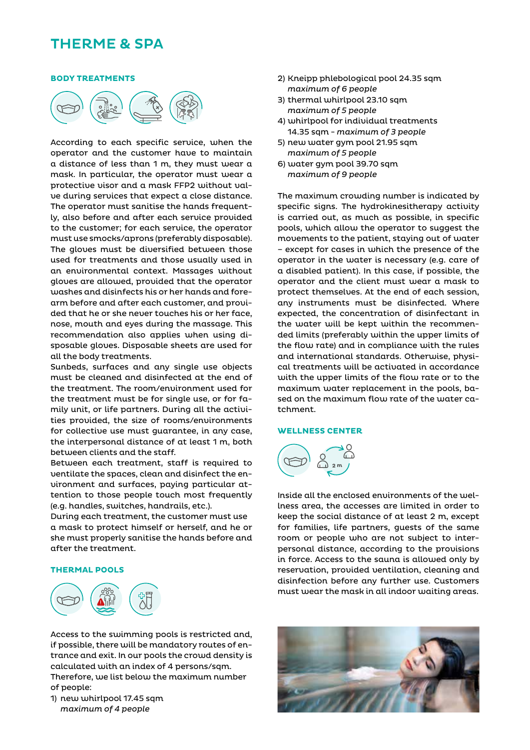# THERME & SPA

## BODY TREATMENTS

According to each specific service, when the operator and the customer have to maintain a distance of less than 1 m, they must wear a mask. In particular, the operator must wear a protective visor and a mask FFP2 without valve during services that expect a close distance. The operator must sanitise the hands frequently, also before and after each service provided to the customer; for each service, the operator must use smocks/aprons (preferably disposable). The gloves must be diversified between those used for treatments and those usually used in an environmental context. Massages without gloves are allowed, provided that the operator washes and disinfects his or her hands and forearm before and after each customer, and provided that he or she never touches his or her face, nose, mouth and eyes during the massage. This recommendation also applies when using disposable gloves. Disposable sheets are used for all the body treatments.
Sunbeds, surfaces and any single use objects must be cleaned and disinfected at the end of the treatment. The room/environment used for the treatment must be for single use, or for family unit, or life partners. During all the activities provided, the size of rooms/environments for collective use must guarantee, in any case, the interpersonal distance of at least 1 m, both between clients and the staff.
Between each treatment, staff is required to ventilate the spaces, clean and disinfect the environment and surfaces, paying particular attention to those people touch most frequently (e.g. handles, switches, handrails, etc.).
During each treatment, the customer must use a mask to protect himself or herself, and he or she must properly sanitise the hands before and after the treatment.

## THERMAL POOLS

Access to the swimming pools is restricted and, if possible, there will be mandatory routes of entrance and exit. In our pools the crowd density is calculated with an index of 4 persons/sqm.
Therefore, we list below the maximum number of people:

1) new whirlpool 17.45 sqm
   *maximum of 4 people*
2) Kneipp phlebological pool 24.35 sqm
   *maximum of 6 people*
3) thermal whirlpool 23.10 sqm
   *maximum of 5 people*
4) whirlpool for individual treatments 14.35 sqm - *maximum of 3 people*
5) new water gym pool 21.95 sqm
   *maximum of 5 people*
6) water gym pool 39.70 sqm
   *maximum of 9 people*

The maximum crowding number is indicated by specific signs. The hydrokinesitherapy activity is carried out, as much as possible, in specific pools, which allow the operator to suggest the movements to the patient, staying out of water – except for cases in which the presence of the operator in the water is necessary (e.g. care of a disabled patient). In this case, if possible, the operator and the client must wear a mask to protect themselves. At the end of each session, any instruments must be disinfected. Where expected, the concentration of disinfectant in the water will be kept within the recommended limits (preferably within the upper limits of the flow rate) and in compliance with the rules and international standards. Otherwise, physical treatments will be activated in accordance with the upper limits of the flow rate or to the maximum water replacement in the pools, based on the maximum flow rate of the water catchment.

## WELLNESS CENTER

Inside all the enclosed environments of the wellness area, the accesses are limited in order to keep the social distance of at least 2 m, except for families, life partners, guests of the same room or people who are not subject to interpersonal distance, according to the provisions in force. Access to the sauna is allowed only by reservation, provided ventilation, cleaning and disinfection before any further use. Customers must wear the mask in all indoor waiting areas.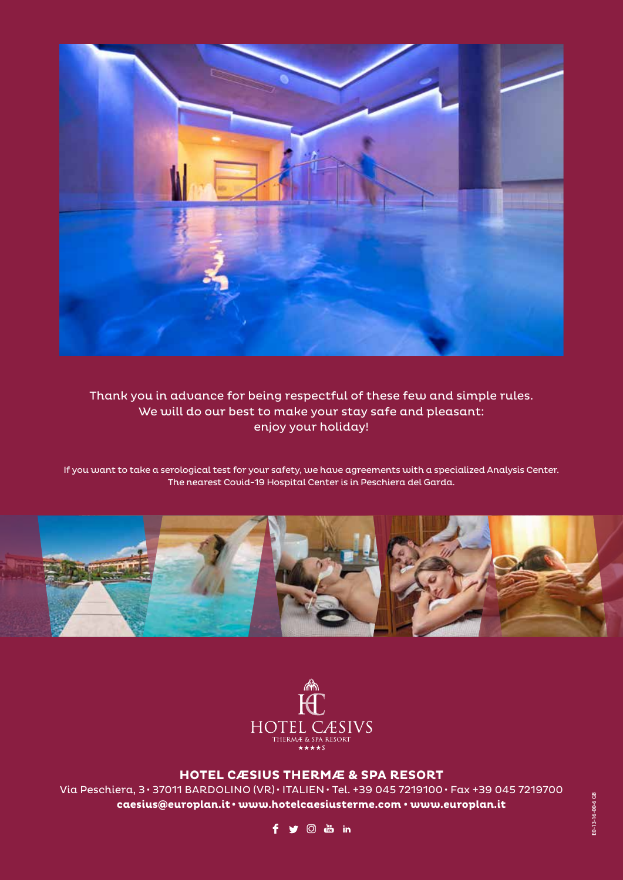Thank you in advance for being respectful of these few and simple rules.
We will do our best to make your stay safe and pleasant:
enjoy your holiday!

If you want to take a serological test for your safety, we have agreements with a specialized Analysis Center.
The nearest Covid-19 Hospital Center is in Peschiera del Garda.

HOTEL CÆSIVS
THERMÆ & SPA RESORT
★★★★S

**HOTEL CÆSIUS THERMÆ & SPA RESORT**

Via Peschiera, 3 • 37011 BARDOLINO (VR) • ITALIEN • Tel. +39 045 7219100 • Fax +39 045 7219700

**caesius@europlan.it • www.hotelcaesiusterme.com • www.europlan.it**

E0-13-16-00-6 GB